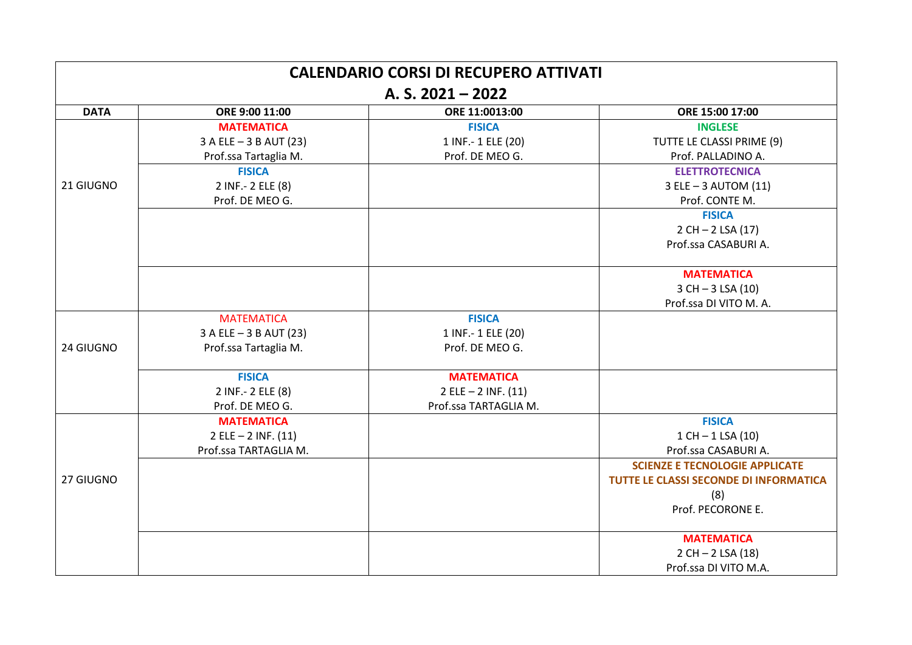# CALENDARIO CORSI DI RECUPERO ATTIVATI

## A. S. 2021 – 2022

| DATA | ORE 9:00 11:00 | ORE 11:0013:00 | ORE 15:00 17:00 |
|---|---|---|---|
| 21 GIUGNO | **MATEMATICA**<br>3 A ELE – 3 B AUT (23)<br>Prof.ssa Tartaglia M. | **FISICA**<br>1 INF.- 1 ELE (20)<br>Prof. DE MEO G. | **INGLESE**<br>TUTTE LE CLASSI PRIME (9)<br>Prof. PALLADINO A. |
| | **FISICA**<br>2 INF.- 2 ELE (8)<br>Prof. DE MEO G. | | **ELETTROTECNICA**<br>3 ELE – 3 AUTOM (11)<br>Prof. CONTE M. |
| | | | **FISICA**<br>2 CH – 2 LSA (17)<br>Prof.ssa CASABURI A. |
| | | | **MATEMATICA**<br>3 CH – 3 LSA (10)<br>Prof.ssa DI VITO M. A. |
| 24 GIUGNO | MATEMATICA<br>3 A ELE – 3 B AUT (23)<br>Prof.ssa Tartaglia M. | **FISICA**<br>1 INF.- 1 ELE (20)<br>Prof. DE MEO G. | |
| | **FISICA**<br>2 INF.- 2 ELE (8)<br>Prof. DE MEO G. | **MATEMATICA**<br>2 ELE – 2 INF. (11)<br>Prof.ssa TARTAGLIA M. | |
| 27 GIUGNO | **MATEMATICA**<br>2 ELE – 2 INF. (11)<br>Prof.ssa TARTAGLIA M. | | **FISICA**<br>1 CH – 1 LSA (10)<br>Prof.ssa CASABURI A. |
| | | | **SCIENZE E TECNOLOGIE APPLICATE**<br>**TUTTE LE CLASSI SECONDE DI INFORMATICA**<br>(8)<br>Prof. PECORONE E. |
| | | | **MATEMATICA**<br>2 CH – 2 LSA (18)<br>Prof.ssa DI VITO M.A. |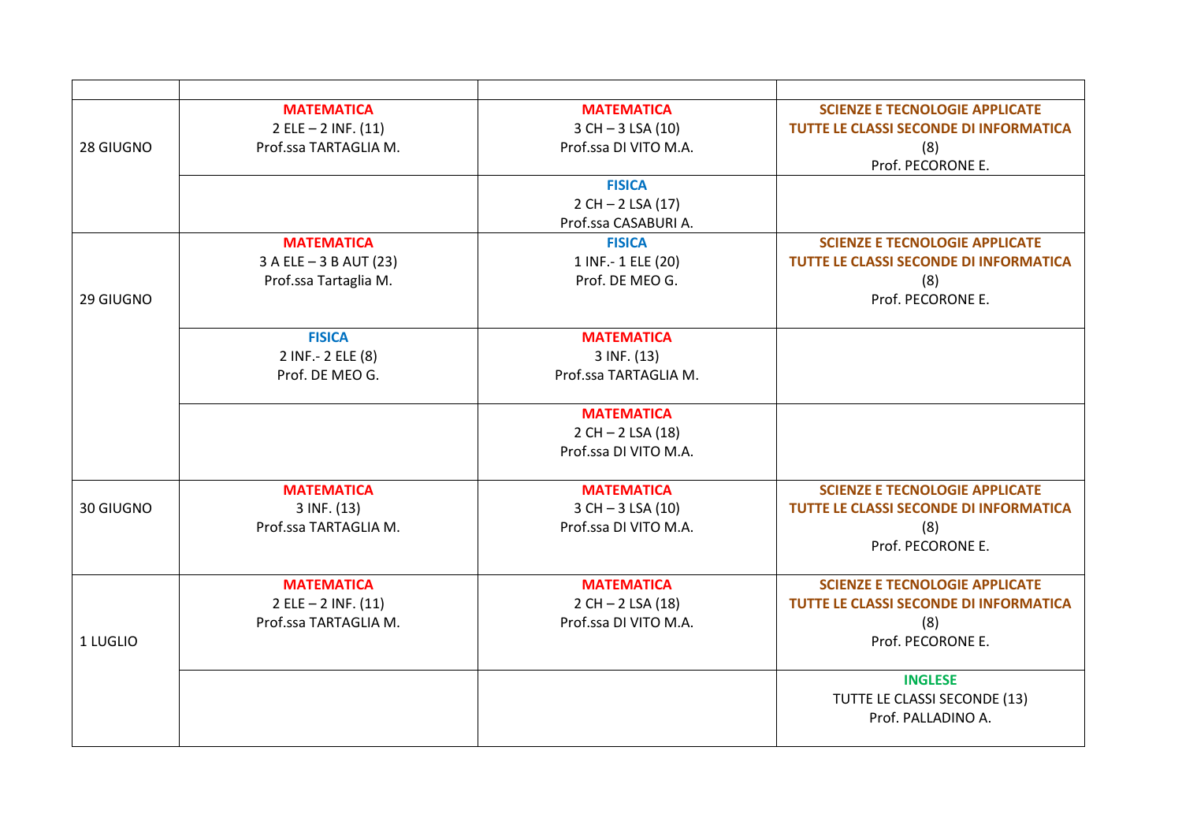| | | | |
|---|---|---|---|
| 28 GIUGNO | **MATEMATICA**<br>2 ELE – 2 INF. (11)<br>Prof.ssa TARTAGLIA M. | **MATEMATICA**<br>3 CH – 3 LSA (10)<br>Prof.ssa DI VITO M.A. | **SCIENZE E TECNOLOGIE APPLICATE**<br>**TUTTE LE CLASSI SECONDE DI INFORMATICA**<br>(8)<br>Prof. PECORONE E. |
| | | **FISICA**<br>2 CH – 2 LSA (17)<br>Prof.ssa CASABURI A. | |
| 29 GIUGNO | **MATEMATICA**<br>3 A ELE – 3 B AUT (23)<br>Prof.ssa Tartaglia M. | **FISICA**<br>1 INF.- 1 ELE (20)<br>Prof. DE MEO G. | **SCIENZE E TECNOLOGIE APPLICATE**<br>**TUTTE LE CLASSI SECONDE DI INFORMATICA**<br>(8)<br>Prof. PECORONE E. |
| | **FISICA**<br>2 INF.- 2 ELE (8)<br>Prof. DE MEO G. | **MATEMATICA**<br>3 INF. (13)<br>Prof.ssa TARTAGLIA M. | |
| | | **MATEMATICA**<br>2 CH – 2 LSA (18)<br>Prof.ssa DI VITO M.A. | |
| 30 GIUGNO | **MATEMATICA**<br>3 INF. (13)<br>Prof.ssa TARTAGLIA M. | **MATEMATICA**<br>3 CH – 3 LSA (10)<br>Prof.ssa DI VITO M.A. | **SCIENZE E TECNOLOGIE APPLICATE**<br>**TUTTE LE CLASSI SECONDE DI INFORMATICA**<br>(8)<br>Prof. PECORONE E. |
| 1 LUGLIO | **MATEMATICA**<br>2 ELE – 2 INF. (11)<br>Prof.ssa TARTAGLIA M. | **MATEMATICA**<br>2 CH – 2 LSA (18)<br>Prof.ssa DI VITO M.A. | **SCIENZE E TECNOLOGIE APPLICATE**<br>**TUTTE LE CLASSI SECONDE DI INFORMATICA**<br>(8)<br>Prof. PECORONE E. |
| | | | **INGLESE**<br>TUTTE LE CLASSI SECONDE (13)<br>Prof. PALLADINO A. |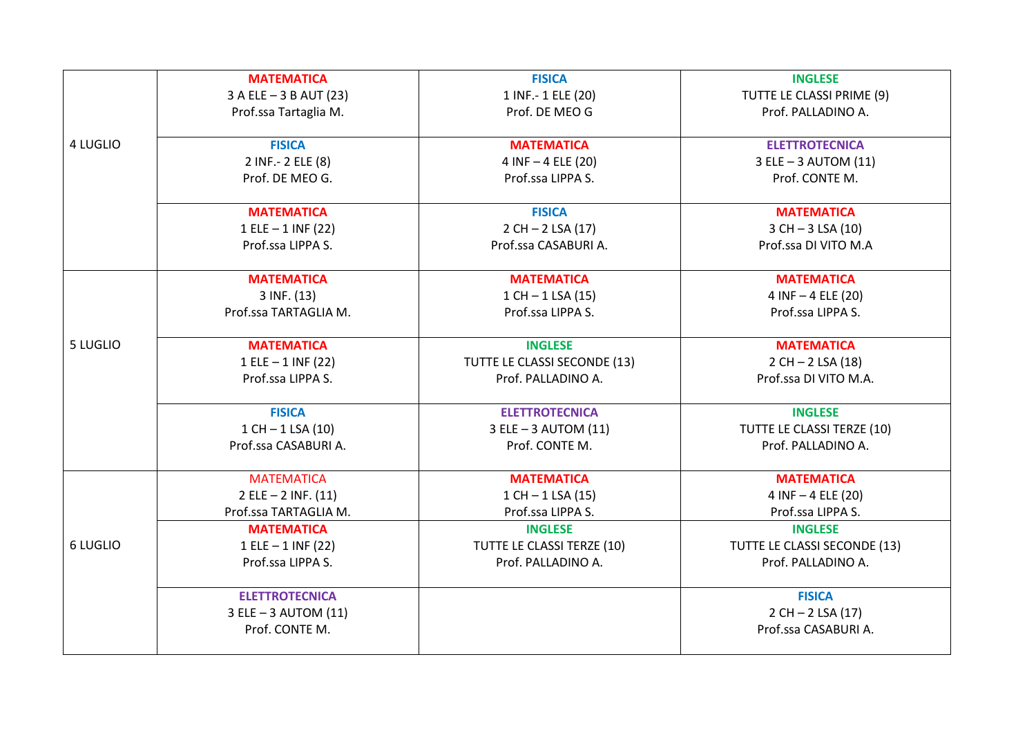| | | | |
|---|---|---|---|
| 4 LUGLIO | **MATEMATICA**<br>3 A ELE – 3 B AUT (23)<br>Prof.ssa Tartaglia M. | **FISICA**<br>1 INF.- 1 ELE (20)<br>Prof. DE MEO G | **INGLESE**<br>TUTTE LE CLASSI PRIME (9)<br>Prof. PALLADINO A. |
| | **FISICA**<br>2 INF.- 2 ELE (8)<br>Prof. DE MEO G. | **MATEMATICA**<br>4 INF – 4 ELE (20)<br>Prof.ssa LIPPA S. | **ELETTROTECNICA**<br>3 ELE – 3 AUTOM (11)<br>Prof. CONTE M. |
| | **MATEMATICA**<br>1 ELE – 1 INF (22)<br>Prof.ssa LIPPA S. | **FISICA**<br>2 CH – 2 LSA (17)<br>Prof.ssa CASABURI A. | **MATEMATICA**<br>3 CH – 3 LSA (10)<br>Prof.ssa DI VITO M.A |
| 5 LUGLIO | **MATEMATICA**<br>3 INF. (13)<br>Prof.ssa TARTAGLIA M. | **MATEMATICA**<br>1 CH – 1 LSA (15)<br>Prof.ssa LIPPA S. | **MATEMATICA**<br>4 INF – 4 ELE (20)<br>Prof.ssa LIPPA S. |
| | **MATEMATICA**<br>1 ELE – 1 INF (22)<br>Prof.ssa LIPPA S. | **INGLESE**<br>TUTTE LE CLASSI SECONDE (13)<br>Prof. PALLADINO A. | **MATEMATICA**<br>2 CH – 2 LSA (18)<br>Prof.ssa DI VITO M.A. |
| | **FISICA**<br>1 CH – 1 LSA (10)<br>Prof.ssa CASABURI A. | **ELETTROTECNICA**<br>3 ELE – 3 AUTOM (11)<br>Prof. CONTE M. | **INGLESE**<br>TUTTE LE CLASSI TERZE (10)<br>Prof. PALLADINO A. |
| 6 LUGLIO | MATEMATICA<br>2 ELE – 2 INF. (11)<br>Prof.ssa TARTAGLIA M. | **MATEMATICA**<br>1 CH – 1 LSA (15)<br>Prof.ssa LIPPA S. | **MATEMATICA**<br>4 INF – 4 ELE (20)<br>Prof.ssa LIPPA S. |
| | **MATEMATICA**<br>1 ELE – 1 INF (22)<br>Prof.ssa LIPPA S. | **INGLESE**<br>TUTTE LE CLASSI TERZE (10)<br>Prof. PALLADINO A. | **INGLESE**<br>TUTTE LE CLASSI SECONDE (13)<br>Prof. PALLADINO A. |
| | **ELETTROTECNICA**<br>3 ELE – 3 AUTOM (11)<br>Prof. CONTE M. | | **FISICA**<br>2 CH – 2 LSA (17)<br>Prof.ssa CASABURI A. |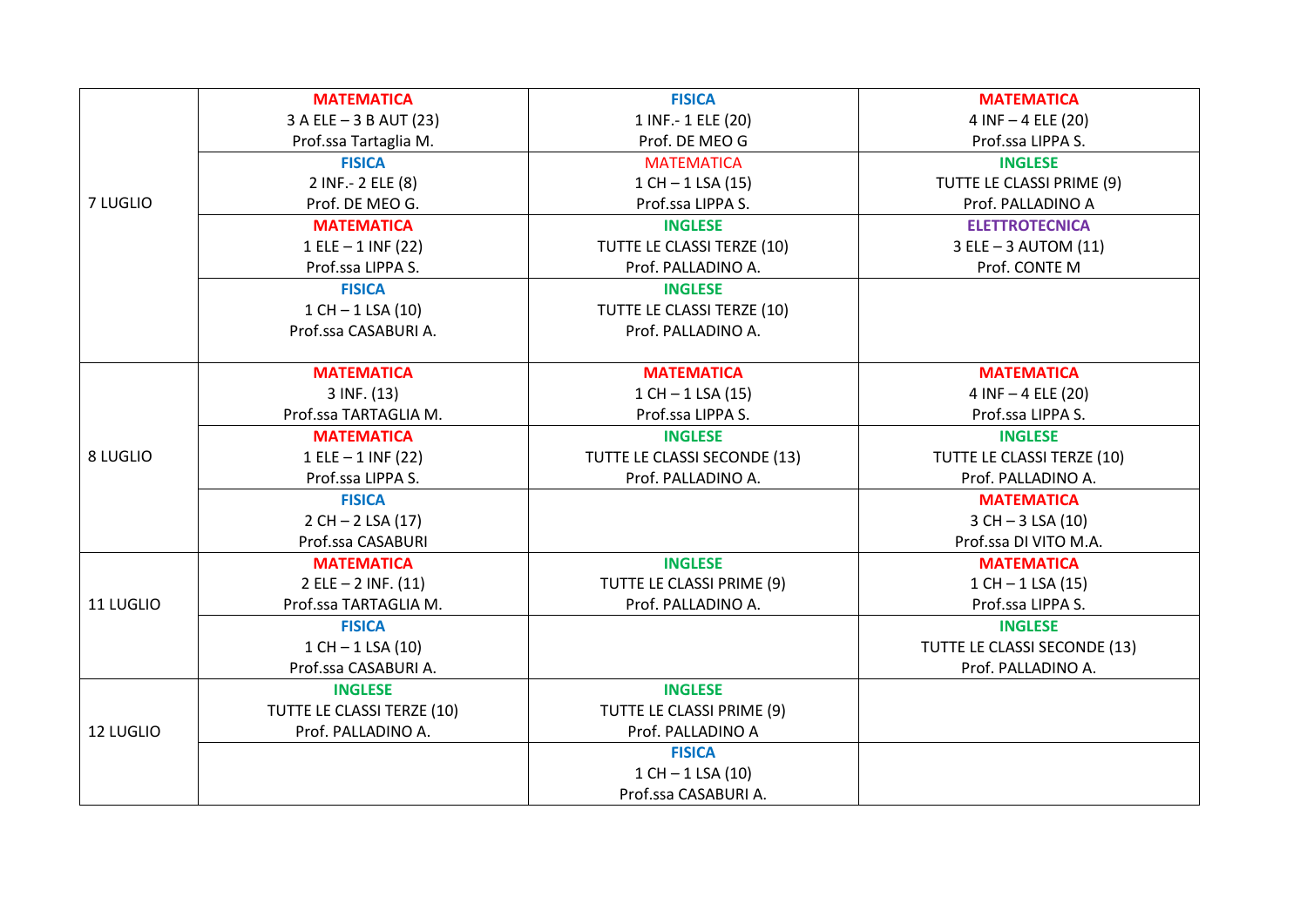| | | | |
|---|---|---|---|
| 7 LUGLIO | **MATEMATICA**<br>3 A ELE – 3 B AUT (23)<br>Prof.ssa Tartaglia M. | **FISICA**<br>1 INF.- 1 ELE (20)<br>Prof. DE MEO G | **MATEMATICA**<br>4 INF – 4 ELE (20)<br>Prof.ssa LIPPA S. |
| | **FISICA**<br>2 INF.- 2 ELE (8)<br>Prof. DE MEO G. | MATEMATICA<br>1 CH – 1 LSA (15)<br>Prof.ssa LIPPA S. | **INGLESE**<br>TUTTE LE CLASSI PRIME (9)<br>Prof. PALLADINO A |
| | **MATEMATICA**<br>1 ELE – 1 INF (22)<br>Prof.ssa LIPPA S. | **INGLESE**<br>TUTTE LE CLASSI TERZE (10)<br>Prof. PALLADINO A. | **ELETTROTECNICA**<br>3 ELE – 3 AUTOM (11)<br>Prof. CONTE M |
| | **FISICA**<br>1 CH – 1 LSA (10)<br>Prof.ssa CASABURI A. | **INGLESE**<br>TUTTE LE CLASSI TERZE (10)<br>Prof. PALLADINO A. | |
| 8 LUGLIO | **MATEMATICA**<br>3 INF. (13)<br>Prof.ssa TARTAGLIA M. | **MATEMATICA**<br>1 CH – 1 LSA (15)<br>Prof.ssa LIPPA S. | **MATEMATICA**<br>4 INF – 4 ELE (20)<br>Prof.ssa LIPPA S. |
| | **MATEMATICA**<br>1 ELE – 1 INF (22)<br>Prof.ssa LIPPA S. | **INGLESE**<br>TUTTE LE CLASSI SECONDE (13)<br>Prof. PALLADINO A. | **INGLESE**<br>TUTTE LE CLASSI TERZE (10)<br>Prof. PALLADINO A. |
| | **FISICA**<br>2 CH – 2 LSA (17)<br>Prof.ssa CASABURI | | **MATEMATICA**<br>3 CH – 3 LSA (10)<br>Prof.ssa DI VITO M.A. |
| 11 LUGLIO | **MATEMATICA**<br>2 ELE – 2 INF. (11)<br>Prof.ssa TARTAGLIA M. | **INGLESE**<br>TUTTE LE CLASSI PRIME (9)<br>Prof. PALLADINO A. | **MATEMATICA**<br>1 CH – 1 LSA (15)<br>Prof.ssa LIPPA S. |
| | **FISICA**<br>1 CH – 1 LSA (10)<br>Prof.ssa CASABURI A. | | **INGLESE**<br>TUTTE LE CLASSI SECONDE (13)<br>Prof. PALLADINO A. |
| 12 LUGLIO | **INGLESE**<br>TUTTE LE CLASSI TERZE (10)<br>Prof. PALLADINO A. | **INGLESE**<br>TUTTE LE CLASSI PRIME (9)<br>Prof. PALLADINO A | |
| | | **FISICA**<br>1 CH – 1 LSA (10)<br>Prof.ssa CASABURI A. | |